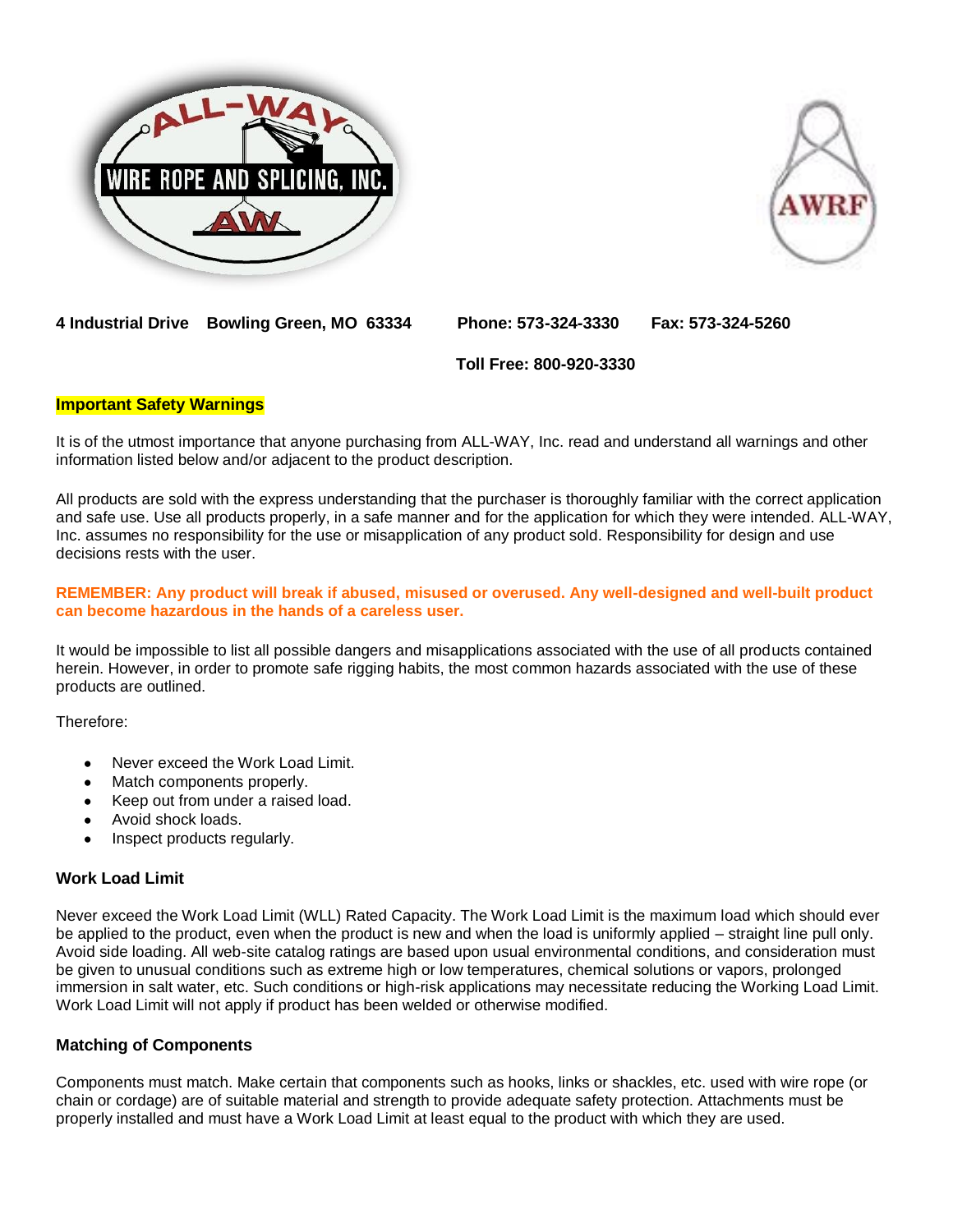4 Industrial Drive    Bowling Green, MO  63334        Phone: 573-324-3330      Fax: 573-324-5260

Toll Free: 800-920-3330

**Important Safety Warnings**

It is of the utmost importance that anyone purchasing from ALL-WAY, Inc. read and understand all warnings and other information listed below and/or adjacent to the product description.

All products are sold with the express understanding that the purchaser is thoroughly familiar with the correct application and safe use. Use all products properly, in a safe manner and for the application for which they were intended. ALL-WAY, Inc. assumes no responsibility for the use or misapplication of any product sold. Responsibility for design and use decisions rests with the user.

**REMEMBER: Any product will break if abused, misused or overused. Any well-designed and well-built product can become hazardous in the hands of a careless user.**

It would be impossible to list all possible dangers and misapplications associated with the use of all products contained herein. However, in order to promote safe rigging habits, the most common hazards associated with the use of these products are outlined.

Therefore:

- Never exceed the Work Load Limit.
- Match components properly.
- Keep out from under a raised load.
- Avoid shock loads.
- Inspect products regularly.

### Work Load Limit

Never exceed the Work Load Limit (WLL) Rated Capacity. The Work Load Limit is the maximum load which should ever be applied to the product, even when the product is new and when the load is uniformly applied – straight line pull only. Avoid side loading. All web-site catalog ratings are based upon usual environmental conditions, and consideration must be given to unusual conditions such as extreme high or low temperatures, chemical solutions or vapors, prolonged immersion in salt water, etc. Such conditions or high-risk applications may necessitate reducing the Working Load Limit. Work Load Limit will not apply if product has been welded or otherwise modified.

### Matching of Components

Components must match. Make certain that components such as hooks, links or shackles, etc. used with wire rope (or chain or cordage) are of suitable material and strength to provide adequate safety protection. Attachments must be properly installed and must have a Work Load Limit at least equal to the product with which they are used.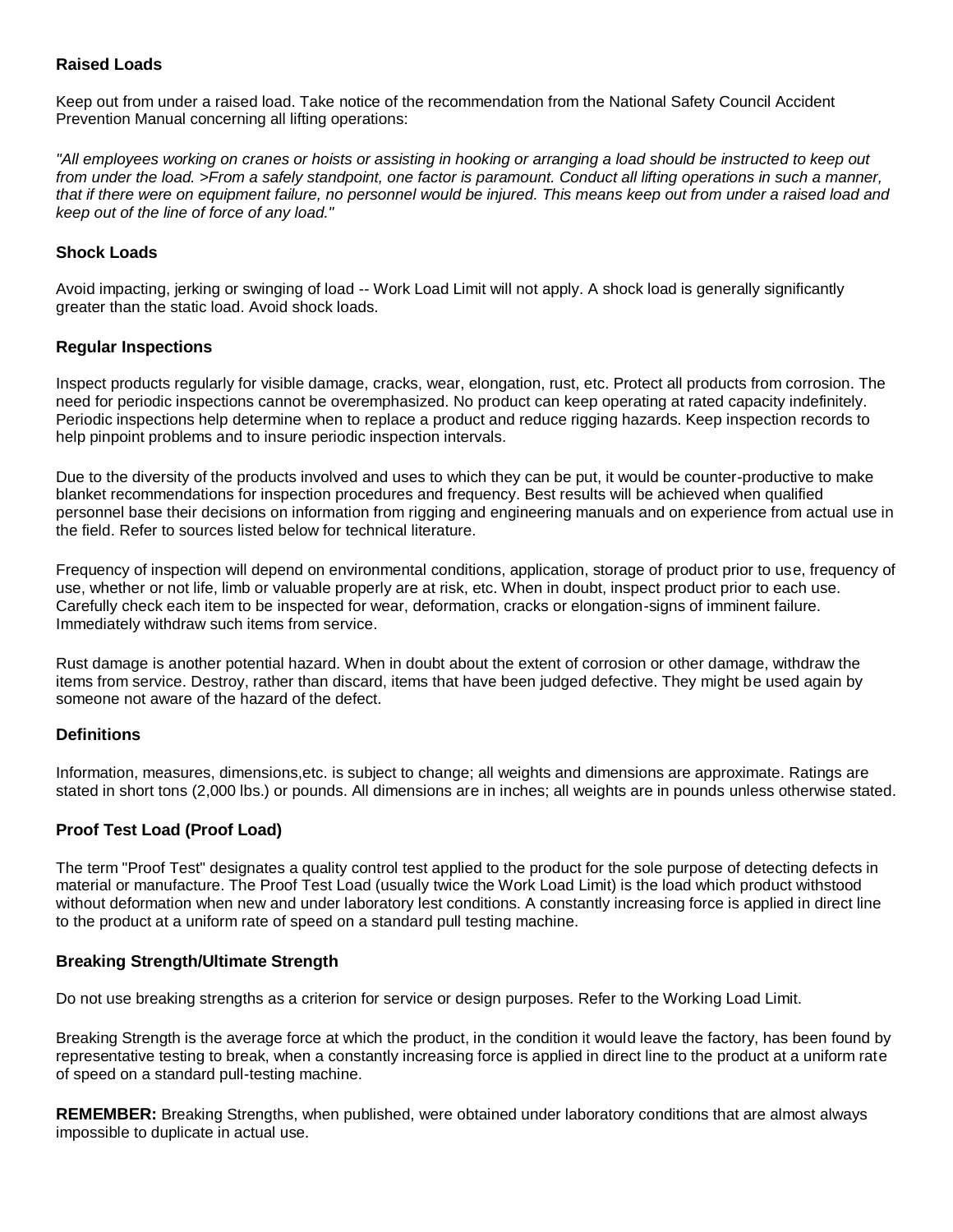### Raised Loads

Keep out from under a raised load. Take notice of the recommendation from the National Safety Council Accident Prevention Manual concerning all lifting operations:

*"All employees working on cranes or hoists or assisting in hooking or arranging a load should be instructed to keep out from under the load. >From a safely standpoint, one factor is paramount. Conduct all lifting operations in such a manner, that if there were on equipment failure, no personnel would be injured. This means keep out from under a raised load and keep out of the line of force of any load."*

### Shock Loads

Avoid impacting, jerking or swinging of load -- Work Load Limit will not apply. A shock load is generally significantly greater than the static load. Avoid shock loads.

### Regular Inspections

Inspect products regularly for visible damage, cracks, wear, elongation, rust, etc. Protect all products from corrosion. The need for periodic inspections cannot be overemphasized. No product can keep operating at rated capacity indefinitely. Periodic inspections help determine when to replace a product and reduce rigging hazards. Keep inspection records to help pinpoint problems and to insure periodic inspection intervals.

Due to the diversity of the products involved and uses to which they can be put, it would be counter-productive to make blanket recommendations for inspection procedures and frequency. Best results will be achieved when qualified personnel base their decisions on information from rigging and engineering manuals and on experience from actual use in the field. Refer to sources listed below for technical literature.

Frequency of inspection will depend on environmental conditions, application, storage of product prior to use, frequency of use, whether or not life, limb or valuable properly are at risk, etc. When in doubt, inspect product prior to each use. Carefully check each item to be inspected for wear, deformation, cracks or elongation-signs of imminent failure. Immediately withdraw such items from service.

Rust damage is another potential hazard. When in doubt about the extent of corrosion or other damage, withdraw the items from service. Destroy, rather than discard, items that have been judged defective. They might be used again by someone not aware of the hazard of the defect.

### Definitions

Information, measures, dimensions,etc. is subject to change; all weights and dimensions are approximate. Ratings are stated in short tons (2,000 lbs.) or pounds. All dimensions are in inches; all weights are in pounds unless otherwise stated.

### Proof Test Load (Proof Load)

The term "Proof Test" designates a quality control test applied to the product for the sole purpose of detecting defects in material or manufacture. The Proof Test Load (usually twice the Work Load Limit) is the load which product withstood without deformation when new and under laboratory lest conditions. A constantly increasing force is applied in direct line to the product at a uniform rate of speed on a standard pull testing machine.

### Breaking Strength/Ultimate Strength

Do not use breaking strengths as a criterion for service or design purposes. Refer to the Working Load Limit.

Breaking Strength is the average force at which the product, in the condition it would leave the factory, has been found by representative testing to break, when a constantly increasing force is applied in direct line to the product at a uniform rate of speed on a standard pull-testing machine.

**REMEMBER:** Breaking Strengths, when published, were obtained under laboratory conditions that are almost always impossible to duplicate in actual use.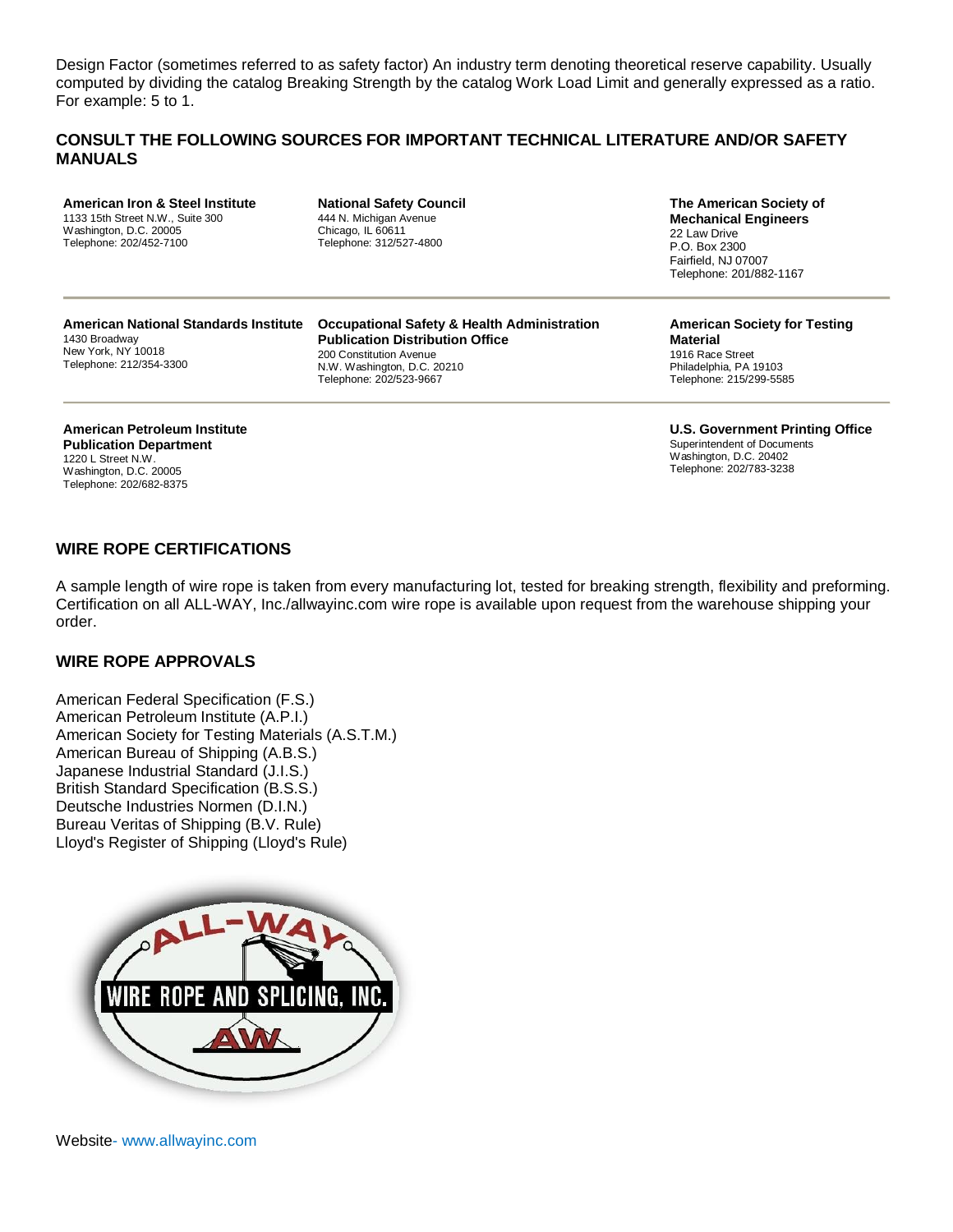Design Factor (sometimes referred to as safety factor) An industry term denoting theoretical reserve capability. Usually computed by dividing the catalog Breaking Strength by the catalog Work Load Limit and generally expressed as a ratio. For example: 5 to 1.

## CONSULT THE FOLLOWING SOURCES FOR IMPORTANT TECHNICAL LITERATURE AND/OR SAFETY MANUALS

**American Iron & Steel Institute**
1133 15th Street N.W., Suite 300
Washington, D.C. 20005
Telephone: 202/452-7100

**National Safety Council**
444 N. Michigan Avenue
Chicago, IL 60611
Telephone: 312/527-4800

**The American Society of Mechanical Engineers**
22 Law Drive
P.O. Box 2300
Fairfield, NJ 07007
Telephone: 201/882-1167

**American National Standards Institute**
1430 Broadway
New York, NY 10018
Telephone: 212/354-3300

**Occupational Safety & Health Administration Publication Distribution Office**
200 Constitution Avenue
N.W. Washington, D.C. 20210
Telephone: 202/523-9667

**American Society for Testing Material**
1916 Race Street
Philadelphia, PA 19103
Telephone: 215/299-5585

**American Petroleum Institute Publication Department**
1220 L Street N.W.
Washington, D.C. 20005
Telephone: 202/682-8375

**U.S. Government Printing Office**
Superintendent of Documents
Washington, D.C. 20402
Telephone: 202/783-3238

## WIRE ROPE CERTIFICATIONS

A sample length of wire rope is taken from every manufacturing lot, tested for breaking strength, flexibility and preforming. Certification on all ALL-WAY, Inc./allwayinc.com wire rope is available upon request from the warehouse shipping your order.

## WIRE ROPE APPROVALS

American Federal Specification (F.S.)
American Petroleum Institute (A.P.I.)
American Society for Testing Materials (A.S.T.M.)
American Bureau of Shipping (A.B.S.)
Japanese Industrial Standard (J.I.S.)
British Standard Specification (B.S.S.)
Deutsche Industries Normen (D.I.N.)
Bureau Veritas of Shipping (B.V. Rule)
Lloyd's Register of Shipping (Lloyd's Rule)

ALL-WAY WIRE ROPE AND SPLICING, INC. AW

Website- www.allwayinc.com